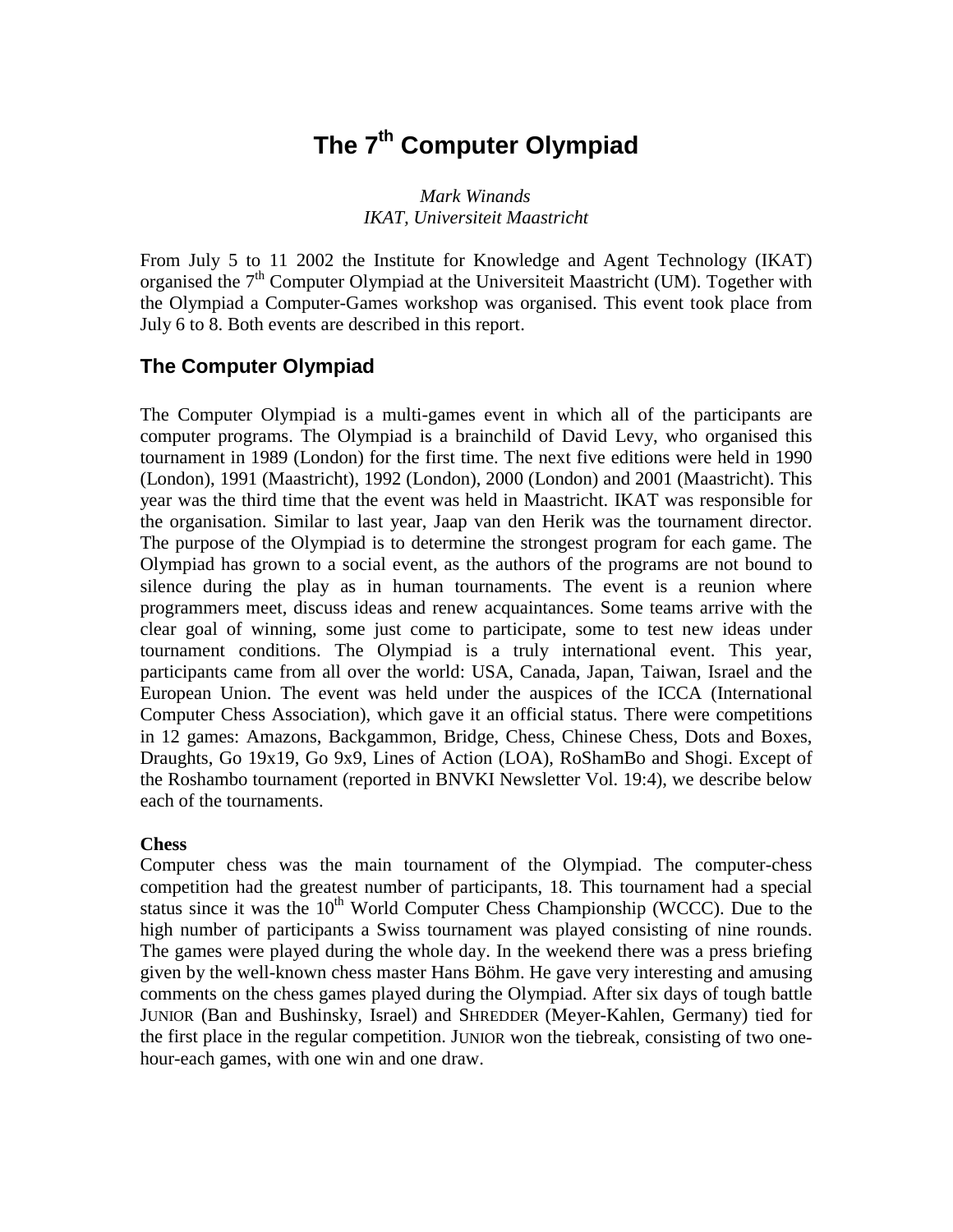# The 7th Computer Olympiad

*Mark Winands*
*IKAT, Universiteit Maastricht*

From July 5 to 11 2002 the Institute for Knowledge and Agent Technology (IKAT) organised the 7th Computer Olympiad at the Universiteit Maastricht (UM). Together with the Olympiad a Computer-Games workshop was organised. This event took place from July 6 to 8. Both events are described in this report.

## The Computer Olympiad

The Computer Olympiad is a multi-games event in which all of the participants are computer programs. The Olympiad is a brainchild of David Levy, who organised this tournament in 1989 (London) for the first time. The next five editions were held in 1990 (London), 1991 (Maastricht), 1992 (London), 2000 (London) and 2001 (Maastricht). This year was the third time that the event was held in Maastricht. IKAT was responsible for the organisation. Similar to last year, Jaap van den Herik was the tournament director. The purpose of the Olympiad is to determine the strongest program for each game. The Olympiad has grown to a social event, as the authors of the programs are not bound to silence during the play as in human tournaments. The event is a reunion where programmers meet, discuss ideas and renew acquaintances. Some teams arrive with the clear goal of winning, some just come to participate, some to test new ideas under tournament conditions. The Olympiad is a truly international event. This year, participants came from all over the world: USA, Canada, Japan, Taiwan, Israel and the European Union. The event was held under the auspices of the ICCA (International Computer Chess Association), which gave it an official status. There were competitions in 12 games: Amazons, Backgammon, Bridge, Chess, Chinese Chess, Dots and Boxes, Draughts, Go 19x19, Go 9x9, Lines of Action (LOA), RoShamBo and Shogi. Except of the Roshambo tournament (reported in BNVKI Newsletter Vol. 19:4), we describe below each of the tournaments.

**Chess**

Computer chess was the main tournament of the Olympiad. The computer-chess competition had the greatest number of participants, 18. This tournament had a special status since it was the 10th World Computer Chess Championship (WCCC). Due to the high number of participants a Swiss tournament was played consisting of nine rounds. The games were played during the whole day. In the weekend there was a press briefing given by the well-known chess master Hans Böhm. He gave very interesting and amusing comments on the chess games played during the Olympiad. After six days of tough battle JUNIOR (Ban and Bushinsky, Israel) and SHREDDER (Meyer-Kahlen, Germany) tied for the first place in the regular competition. JUNIOR won the tiebreak, consisting of two one-hour-each games, with one win and one draw.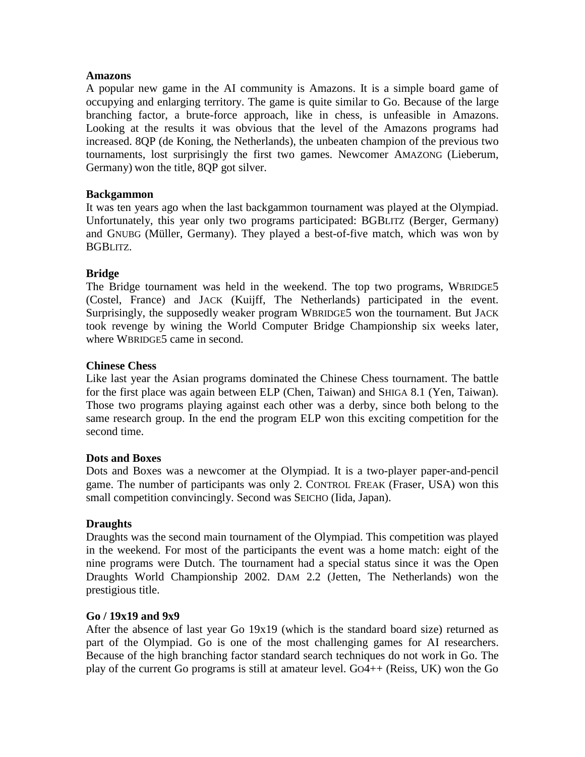**Amazons**

A popular new game in the AI community is Amazons. It is a simple board game of occupying and enlarging territory. The game is quite similar to Go. Because of the large branching factor, a brute-force approach, like in chess, is unfeasible in Amazons. Looking at the results it was obvious that the level of the Amazons programs had increased. 8QP (de Koning, the Netherlands), the unbeaten champion of the previous two tournaments, lost surprisingly the first two games. Newcomer AMAZONG (Lieberum, Germany) won the title, 8QP got silver.

**Backgammon**

It was ten years ago when the last backgammon tournament was played at the Olympiad. Unfortunately, this year only two programs participated: BGBLITZ (Berger, Germany) and GNUBG (Müller, Germany). They played a best-of-five match, which was won by BGBLITZ.

**Bridge**

The Bridge tournament was held in the weekend. The top two programs, WBRIDGE5 (Costel, France) and JACK (Kuijff, The Netherlands) participated in the event. Surprisingly, the supposedly weaker program WBRIDGE5 won the tournament. But JACK took revenge by wining the World Computer Bridge Championship six weeks later, where WBRIDGE5 came in second.

**Chinese Chess**

Like last year the Asian programs dominated the Chinese Chess tournament. The battle for the first place was again between ELP (Chen, Taiwan) and SHIGA 8.1 (Yen, Taiwan). Those two programs playing against each other was a derby, since both belong to the same research group. In the end the program ELP won this exciting competition for the second time.

**Dots and Boxes**

Dots and Boxes was a newcomer at the Olympiad. It is a two-player paper-and-pencil game. The number of participants was only 2. CONTROL FREAK (Fraser, USA) won this small competition convincingly. Second was SEICHO (Iida, Japan).

**Draughts**

Draughts was the second main tournament of the Olympiad. This competition was played in the weekend. For most of the participants the event was a home match: eight of the nine programs were Dutch. The tournament had a special status since it was the Open Draughts World Championship 2002. DAM 2.2 (Jetten, The Netherlands) won the prestigious title.

**Go / 19x19 and 9x9**

After the absence of last year Go 19x19 (which is the standard board size) returned as part of the Olympiad. Go is one of the most challenging games for AI researchers. Because of the high branching factor standard search techniques do not work in Go. The play of the current Go programs is still at amateur level. GO4++ (Reiss, UK) won the Go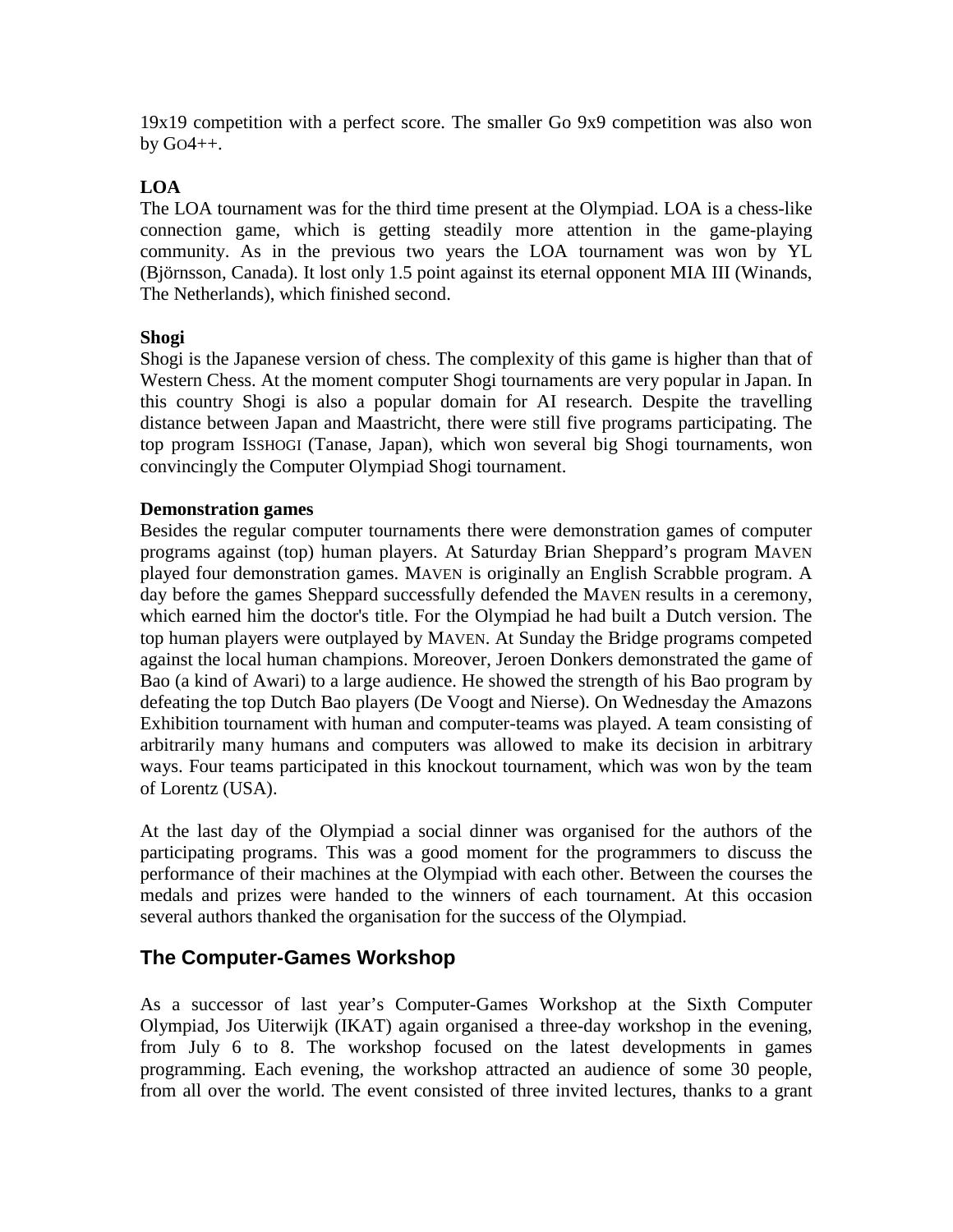19x19 competition with a perfect score. The smaller Go 9x9 competition was also won by GO4++.

**LOA**

The LOA tournament was for the third time present at the Olympiad. LOA is a chess-like connection game, which is getting steadily more attention in the game-playing community. As in the previous two years the LOA tournament was won by YL (Björnsson, Canada). It lost only 1.5 point against its eternal opponent MIA III (Winands, The Netherlands), which finished second.

**Shogi**

Shogi is the Japanese version of chess. The complexity of this game is higher than that of Western Chess. At the moment computer Shogi tournaments are very popular in Japan. In this country Shogi is also a popular domain for AI research. Despite the travelling distance between Japan and Maastricht, there were still five programs participating. The top program ISSHOGI (Tanase, Japan), which won several big Shogi tournaments, won convincingly the Computer Olympiad Shogi tournament.

**Demonstration games**

Besides the regular computer tournaments there were demonstration games of computer programs against (top) human players. At Saturday Brian Sheppard's program MAVEN played four demonstration games. MAVEN is originally an English Scrabble program. A day before the games Sheppard successfully defended the MAVEN results in a ceremony, which earned him the doctor's title. For the Olympiad he had built a Dutch version. The top human players were outplayed by MAVEN. At Sunday the Bridge programs competed against the local human champions. Moreover, Jeroen Donkers demonstrated the game of Bao (a kind of Awari) to a large audience. He showed the strength of his Bao program by defeating the top Dutch Bao players (De Voogt and Nierse). On Wednesday the Amazons Exhibition tournament with human and computer-teams was played. A team consisting of arbitrarily many humans and computers was allowed to make its decision in arbitrary ways. Four teams participated in this knockout tournament, which was won by the team of Lorentz (USA).

At the last day of the Olympiad a social dinner was organised for the authors of the participating programs. This was a good moment for the programmers to discuss the performance of their machines at the Olympiad with each other. Between the courses the medals and prizes were handed to the winners of each tournament. At this occasion several authors thanked the organisation for the success of the Olympiad.

## The Computer-Games Workshop

As a successor of last year's Computer-Games Workshop at the Sixth Computer Olympiad, Jos Uiterwijk (IKAT) again organised a three-day workshop in the evening, from July 6 to 8. The workshop focused on the latest developments in games programming. Each evening, the workshop attracted an audience of some 30 people, from all over the world. The event consisted of three invited lectures, thanks to a grant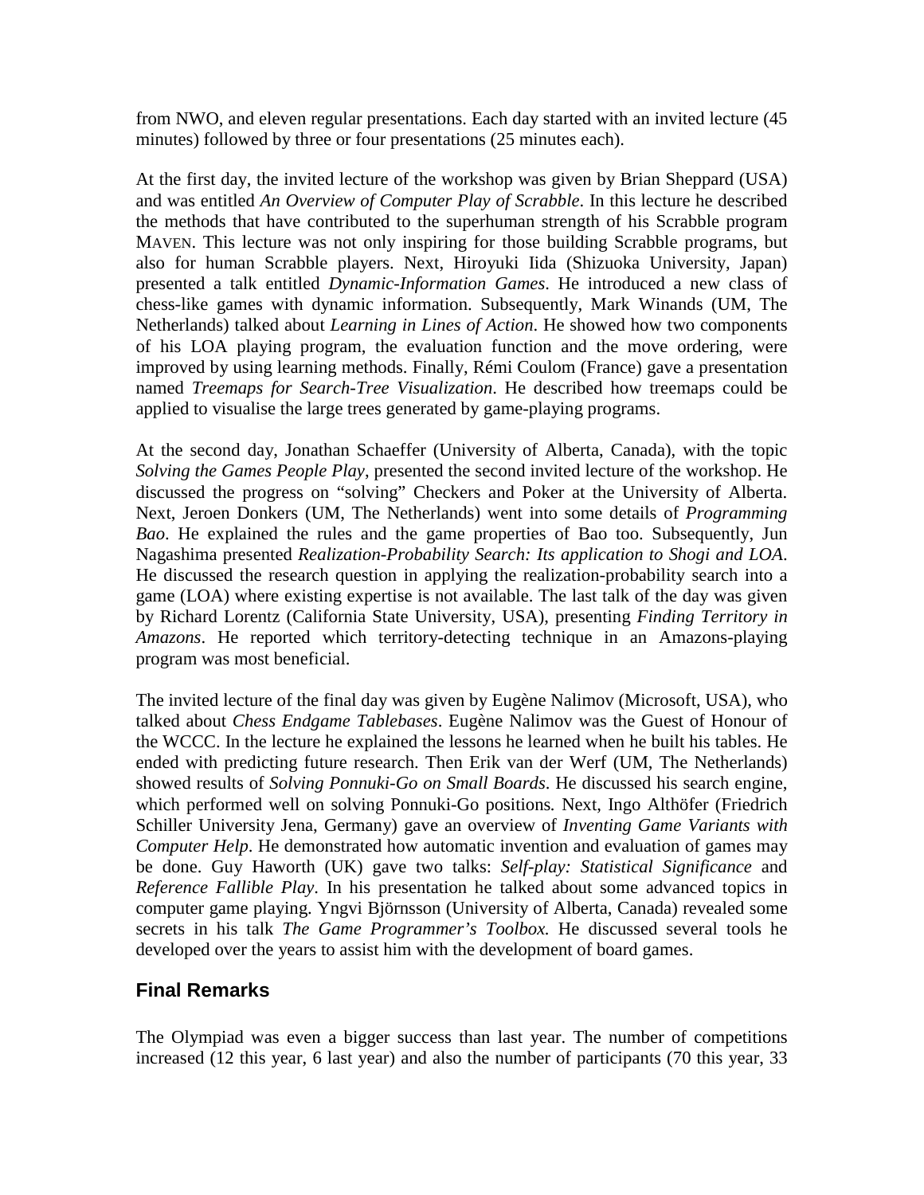from NWO, and eleven regular presentations. Each day started with an invited lecture (45 minutes) followed by three or four presentations (25 minutes each).

At the first day, the invited lecture of the workshop was given by Brian Sheppard (USA) and was entitled *An Overview of Computer Play of Scrabble*. In this lecture he described the methods that have contributed to the superhuman strength of his Scrabble program MAVEN. This lecture was not only inspiring for those building Scrabble programs, but also for human Scrabble players. Next, Hiroyuki Iida (Shizuoka University, Japan) presented a talk entitled *Dynamic-Information Games*. He introduced a new class of chess-like games with dynamic information. Subsequently, Mark Winands (UM, The Netherlands) talked about *Learning in Lines of Action*. He showed how two components of his LOA playing program, the evaluation function and the move ordering, were improved by using learning methods. Finally, Rémi Coulom (France) gave a presentation named *Treemaps for Search-Tree Visualization*. He described how treemaps could be applied to visualise the large trees generated by game-playing programs.

At the second day, Jonathan Schaeffer (University of Alberta, Canada), with the topic *Solving the Games People Play*, presented the second invited lecture of the workshop. He discussed the progress on "solving" Checkers and Poker at the University of Alberta. Next, Jeroen Donkers (UM, The Netherlands) went into some details of *Programming Bao*. He explained the rules and the game properties of Bao too. Subsequently, Jun Nagashima presented *Realization-Probability Search: Its application to Shogi and LOA*. He discussed the research question in applying the realization-probability search into a game (LOA) where existing expertise is not available. The last talk of the day was given by Richard Lorentz (California State University, USA), presenting *Finding Territory in Amazons*. He reported which territory-detecting technique in an Amazons-playing program was most beneficial.

The invited lecture of the final day was given by Eugène Nalimov (Microsoft, USA), who talked about *Chess Endgame Tablebases*. Eugène Nalimov was the Guest of Honour of the WCCC. In the lecture he explained the lessons he learned when he built his tables. He ended with predicting future research. Then Erik van der Werf (UM, The Netherlands) showed results of *Solving Ponnuki-Go on Small Boards*. He discussed his search engine, which performed well on solving Ponnuki-Go positions. Next, Ingo Althöfer (Friedrich Schiller University Jena, Germany) gave an overview of *Inventing Game Variants with Computer Help*. He demonstrated how automatic invention and evaluation of games may be done. Guy Haworth (UK) gave two talks: *Self-play: Statistical Significance* and *Reference Fallible Play*. In his presentation he talked about some advanced topics in computer game playing. Yngvi Björnsson (University of Alberta, Canada) revealed some secrets in his talk *The Game Programmer's Toolbox.* He discussed several tools he developed over the years to assist him with the development of board games.

## Final Remarks

The Olympiad was even a bigger success than last year. The number of competitions increased (12 this year, 6 last year) and also the number of participants (70 this year, 33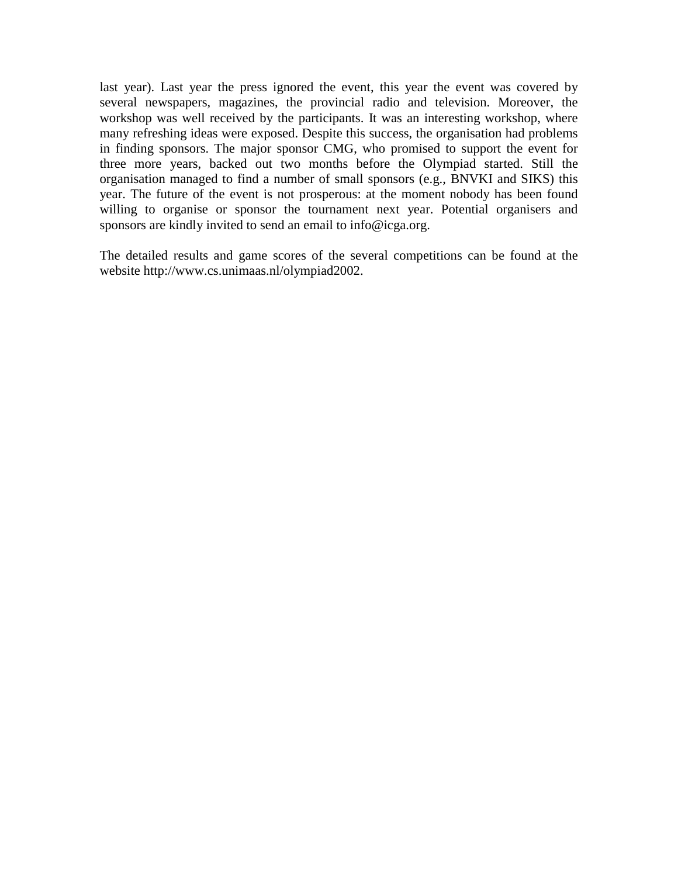last year). Last year the press ignored the event, this year the event was covered by several newspapers, magazines, the provincial radio and television. Moreover, the workshop was well received by the participants. It was an interesting workshop, where many refreshing ideas were exposed. Despite this success, the organisation had problems in finding sponsors. The major sponsor CMG, who promised to support the event for three more years, backed out two months before the Olympiad started. Still the organisation managed to find a number of small sponsors (e.g., BNVKI and SIKS) this year. The future of the event is not prosperous: at the moment nobody has been found willing to organise or sponsor the tournament next year. Potential organisers and sponsors are kindly invited to send an email to info@icga.org.

The detailed results and game scores of the several competitions can be found at the website http://www.cs.unimaas.nl/olympiad2002.